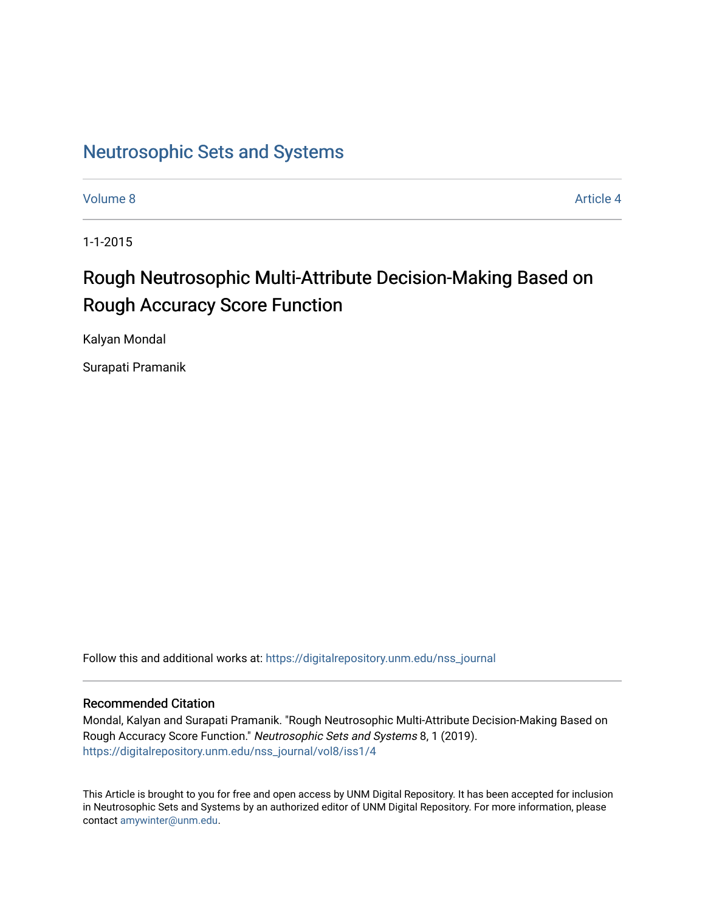# Neutrosophic Sets and Systems

Volume 8 | Article 4

1-1-2015

## Rough Neutrosophic Multi-Attribute Decision-Making Based on Rough Accuracy Score Function

Kalyan Mondal

Surapati Pramanik

Follow this and additional works at: https://digitalrepository.unm.edu/nss_journal

### Recommended Citation

Mondal, Kalyan and Surapati Pramanik. "Rough Neutrosophic Multi-Attribute Decision-Making Based on Rough Accuracy Score Function." *Neutrosophic Sets and Systems* 8, 1 (2019). https://digitalrepository.unm.edu/nss_journal/vol8/iss1/4

This Article is brought to you for free and open access by UNM Digital Repository. It has been accepted for inclusion in Neutrosophic Sets and Systems by an authorized editor of UNM Digital Repository. For more information, please contact amywinter@unm.edu.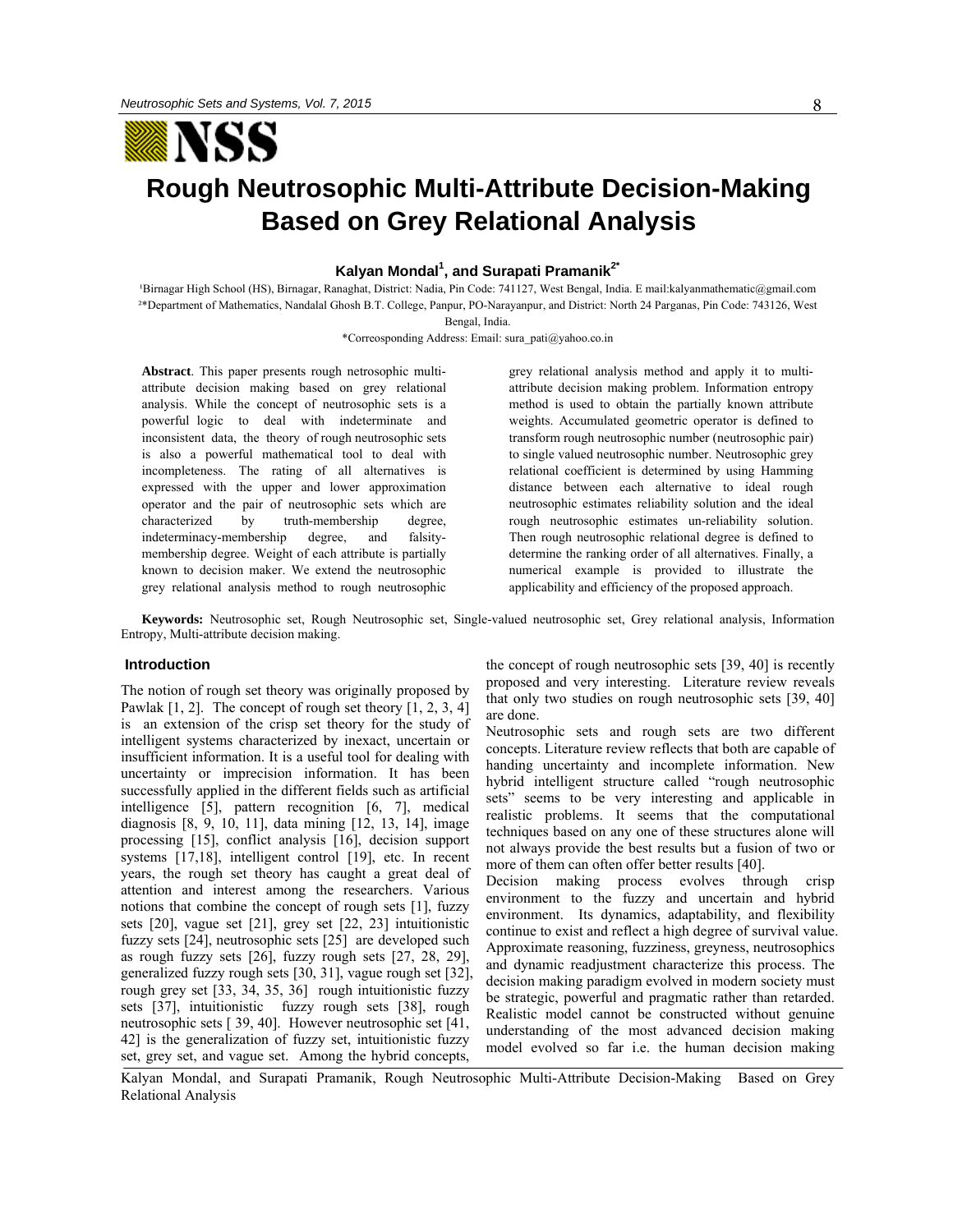# Rough Neutrosophic Multi-Attribute Decision-Making Based on Grey Relational Analysis

**Kalyan Mondal[1], and Surapati Pramanik[2*]**

[1]Birnagar High School (HS), Birnagar, Ranaghat, District: Nadia, Pin Code: 741127, West Bengal, India. E mail:kalyanmathematic@gmail.com

[2*]Department of Mathematics, Nandalal Ghosh B.T. College, Panpur, PO-Narayanpur, and District: North 24 Parganas, Pin Code: 743126, West Bengal, India.

*Correosponding Address: Email: sura_pati@yahoo.co.in

**Abstract**. This paper presents rough netrosophic multi-attribute decision making based on grey relational analysis. While the concept of neutrosophic sets is a powerful logic to deal with indeterminate and inconsistent data, the theory of rough neutrosophic sets is also a powerful mathematical tool to deal with incompleteness. The rating of all alternatives is expressed with the upper and lower approximation operator and the pair of neutrosophic sets which are characterized by truth-membership degree, indeterminacy-membership degree, and falsity-membership degree. Weight of each attribute is partially known to decision maker. We extend the neutrosophic grey relational analysis method to rough neutrosophic grey relational analysis method and apply it to multi-attribute decision making problem. Information entropy method is used to obtain the partially known attribute weights. Accumulated geometric operator is defined to transform rough neutrosophic number (neutrosophic pair) to single valued neutrosophic number. Neutrosophic grey relational coefficient is determined by using Hamming distance between each alternative to ideal rough neutrosophic estimates reliability solution and the ideal rough neutrosophic estimates un-reliability solution. Then rough neutrosophic relational degree is defined to determine the ranking order of all alternatives. Finally, a numerical example is provided to illustrate the applicability and efficiency of the proposed approach.

**Keywords:** Neutrosophic set, Rough Neutrosophic, Single-valued neutrosophic set, Grey relational analysis, Information Entropy, Multi-attribute decision making.

## Introduction

The notion of rough set theory was originally proposed by Pawlak [1, 2]. The concept of rough set theory [1, 2, 3, 4] is an extension of the crisp set theory for the study of intelligent systems characterized by inexact, uncertain or insufficient information. It is a useful tool for dealing with uncertainty or imprecision information. It has been successfully applied in the different fields such as artificial intelligence [5], pattern recognition [6, 7], medical diagnosis [8, 9, 10, 11], data mining [12, 13, 14], image processing [15], conflict analysis [16], decision support systems [17,18], intelligent control [19], etc. In recent years, the rough set theory has caught a great deal of attention and interest among the researchers. Various notions that combine the concept of rough sets [1], fuzzy sets [20], vague set [21], grey set [22, 23] intuitionistic fuzzy sets [24], neutrosophic sets [25] are developed such as rough fuzzy sets [26], fuzzy rough sets [27, 28, 29], generalized fuzzy rough sets [30, 31], vague rough set [32], rough grey set [33, 34, 35, 36] rough intuitionistic fuzzy sets [37], intuitionistic fuzzy rough sets [38], rough neutrosophic sets [ 39, 40]. However neutrosophic set [41, 42] is the generalization of fuzzy set, intuitionistic fuzzy set, grey set, and vague set. Among the hybrid concepts, the concept of rough neutrosophic sets [39, 40] is recently proposed and very interesting. Literature review reveals that only two studies on rough neutrosophic sets [39, 40] are done.

Neutrosophic sets and rough sets are two different concepts. Literature review reflects that both are capable of handing uncertainty and incomplete information. New hybrid intelligent structure called "rough neutrosophic sets" seems to be very interesting and applicable in realistic problems. It seems that the computational techniques based on any one of these structures alone will not always provide the best results but a fusion of two or more of them can often offer better results [40].

Decision making process evolves through crisp environment to the fuzzy and uncertain and hybrid environment. Its dynamics, adaptability, and flexibility continue to exist and reflect a high degree of survival value. Approximate reasoning, fuzziness, greyness, neutrosophics and dynamic readjustment characterize this process. The decision making paradigm evolved in modern society must be strategic, powerful and pragmatic rather than retarded. Realistic model cannot be constructed without genuine understanding of the most advanced decision making model evolved so far i.e. the human decision making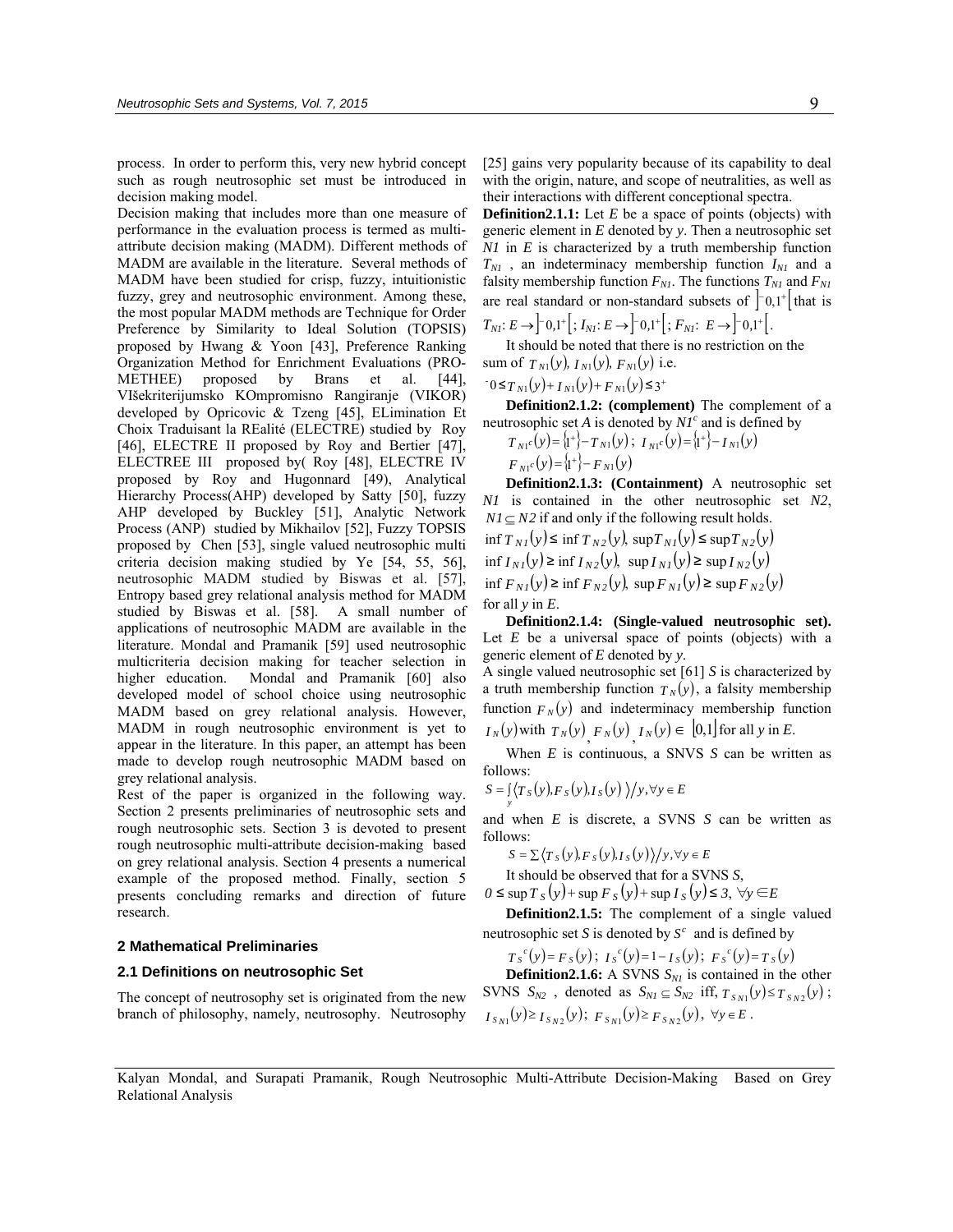process. In order to perform this, very new hybrid concept such as rough neutrosophic set must be introduced in decision making model.

Decision making that includes more than one measure of performance in the evaluation process is termed as multi-attribute decision making (MADM). Different methods of MADM are available in the literature. Several methods of MADM have been studied for crisp, fuzzy, intuitionistic fuzzy, grey and neutrosophic environment. Among these, the most popular MADM methods are Technique for Order Preference by Similarity to Ideal Solution (TOPSIS) proposed by Hwang & Yoon [43], Preference Ranking Organization Method for Enrichment Evaluations (PRO-METHEE) proposed by Brans et al. [44], VIšekriterijumsko KOmpromisno Rangiranje (VIKOR) developed by Opricovic & Tzeng [45], ELimination Et Choix Traduisant la REalité (ELECTRE) studied by Roy [46], ELECTRE II proposed by Roy and Bertier [47], ELECTREE III proposed by( Roy [48], ELECTRE IV proposed by Roy and Hugonnard [49), Analytical Hierarchy Process(AHP) developed by Satty [50], fuzzy AHP developed by Buckley [51], Analytic Network Process (ANP) studied by Mikhailov [52], Fuzzy TOPSIS proposed by Chen [53], single valued neutrosophic multi criteria decision making studied by Ye [54, 55, 56], neutrosophic MADM studied by Biswas et al. [57], Entropy based grey relational analysis method for MADM studied by Biswas et al. [58]. A small number of applications of neutrosophic MADM are available in the literature. Mondal and Pramanik [59] used neutrosophic multicriteria decision making for teacher selection in higher education. Mondal and Pramanik [60] also developed model of school choice using neutrosophic MADM based on grey relational analysis. However, MADM in rough neutrosophic environment is yet to appear in the literature. In this paper, an attempt has been made to develop rough neutrosophic MADM based on grey relational analysis.

Rest of the paper is organized in the following way. Section 2 presents preliminaries of neutrosophic sets and rough neutrosophic sets. Section 3 is devoted to present rough neutrosophic multi-attribute decision-making based on grey relational analysis. Section 4 presents a numerical example of the proposed method. Finally, section 5 presents concluding remarks and direction of future research.

## 2 Mathematical Preliminaries

### 2.1 Definitions on neutrosophic Set

The concept of neutrosophy set is originated from the new branch of philosophy, namely, neutrosophy. Neutrosophy [25] gains very popularity because of its capability to deal with the origin, nature, and scope of neutralities, as well as their interactions with different conceptional spectra.

**Definition2.1.1:** Let $E$ be a space of points (objects) with generic element in $E$ denoted by $y$. Then a neutrosophic set $N1$ in $E$ is characterized by a truth membership function $T_{N1}$, an indeterminacy membership function $I_{N1}$ and a falsity membership function $F_{N1}$. The functions $T_{N1}$ and $F_{N1}$ are real standard or non-standard subsets of $]^-0,1^+[$ that is $T_{N1}: E \to ]^-0,1^+[$; $I_{N1}: E \to ]^-0,1^+[$; $F_{N1}: E \to ]^-0,1^+[$.

It should be noted that there is no restriction on the sum of $T_{N1}(y)$, $I_{N1}(y)$, $F_{N1}(y)$ i.e.

$^-0 \le T_{N1}(y) + I_{N1}(y) + F_{N1}(y) \le 3^+$

**Definition2.1.2: (complement)** The complement of a neutrosophic set $A$ is denoted by $N1^c$ and is defined by

$T_{N1^c}(y) = \{1^+\} - T_{N1}(y)$; $I_{N1^c}(y) = \{1^+\} - I_{N1}(y)$

$F_{N1^c}(y) = \{1^+\} - F_{N1}(y)$

**Definition2.1.3: (Containment)** A neutrosophic set $N1$ is contained in the other neutrosophic set $N2$, $N1 \subseteq N2$ if and only if the following result holds.

$\inf T_{N1}(y) \le \inf T_{N2}(y)$, $\sup T_{N1}(y) \le \sup T_{N2}(y)$

$\inf I_{N1}(y) \ge \inf I_{N2}(y)$, $\sup I_{N1}(y) \ge \sup I_{N2}(y)$

$\inf F_{N1}(y) \ge \inf F_{N2}(y)$, $\sup F_{N1}(y) \ge \sup F_{N2}(y)$

for all $y$ in $E$.

**Definition2.1.4: (Single-valued neutrosophic set).** Let $E$ be a universal space of points (objects) with a generic element of $E$ denoted by $y$.

A single valued neutrosophic set [61] $S$ is characterized by a truth membership function $T_N(y)$, a falsity membership function $F_N(y)$ and indeterminacy membership function $I_N(y)$ with $T_N(y)$, $F_N(y)$, $I_N(y) \in [0,1]$ for all $y$ in $E$.

When $E$ is continuous, a SNVS $S$ can be written as follows:

$$S = \int_y \langle T_S(y), F_S(y), I_S(y) \rangle / y, \forall y \in E$$

and when $E$ is discrete, a SVNS $S$ can be written as follows:

$$S = \sum \langle T_S(y), F_S(y), I_S(y) \rangle / y, \forall y \in E$$

It should be observed that for a SVNS $S$,

$0 \le \sup T_S(y) + \sup F_S(y) + \sup I_S(y) \le 3$, $\forall y \in E$

**Definition2.1.5:** The complement of a single valued neutrosophic set $S$ is denoted by $S^c$ and is defined by

$T_S^c(y) = F_S(y)$; $I_S^c(y) = 1 - I_S(y)$; $F_S^c(y) = T_S(y)$

**Definition2.1.6:** A SVNS $S_{N1}$ is contained in the other SVNS $S_{N2}$, denoted as $S_{N1} \subseteq S_{N2}$ iff, $T_{S_{N1}}(y) \le T_{S_{N2}}(y)$; $I_{S_{N1}}(y) \ge I_{S_{N2}}(y)$; $F_{S_{N1}}(y) \ge F_{S_{N2}}(y)$, $\forall y \in E$.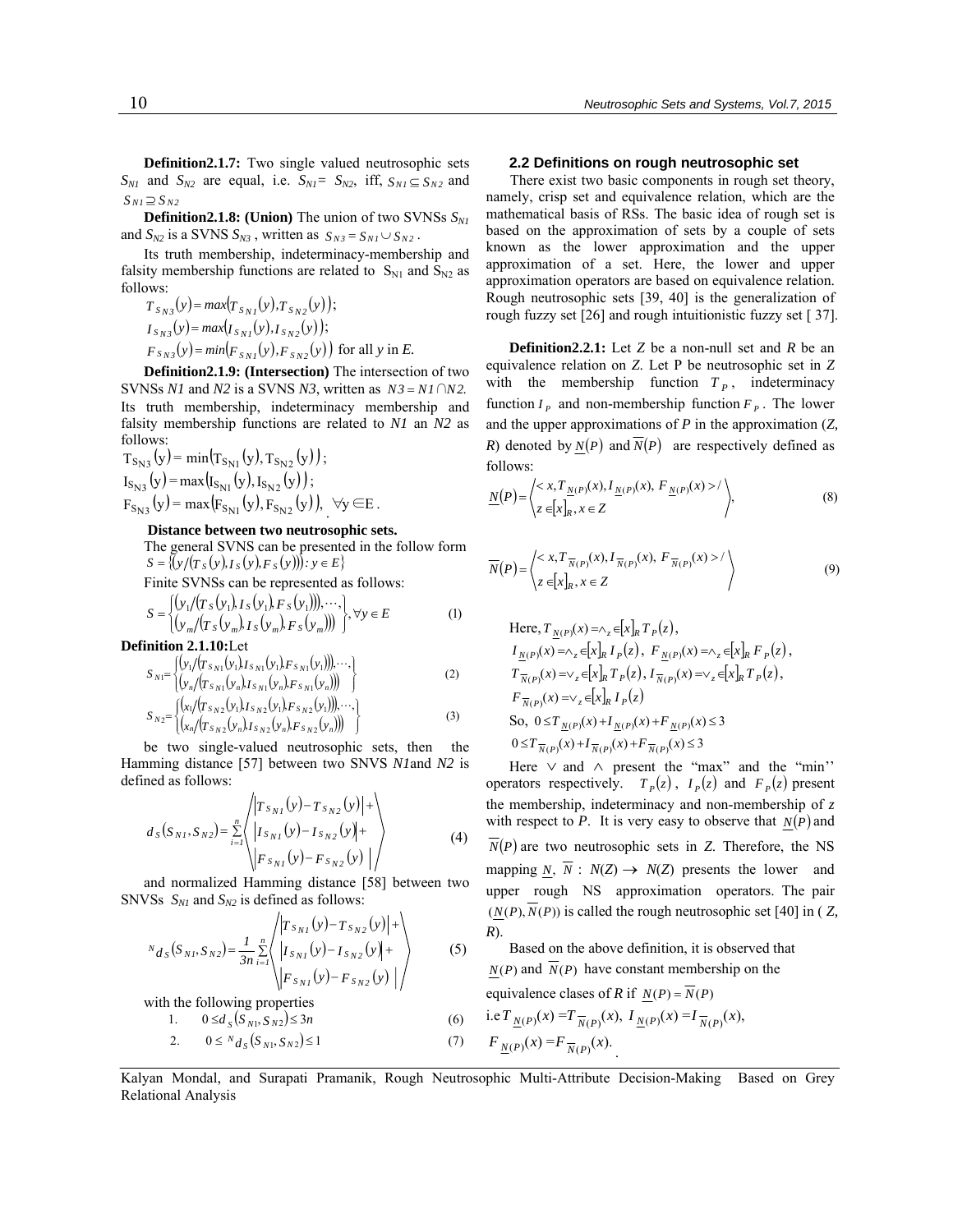**Definition2.1.7:** Two single valued neutrosophic sets $S_{N1}$ and $S_{N2}$ are equal, i.e. $S_{N1}= S_{N2}$, iff, $S_{N1} \subseteq S_{N2}$ and $S_{N1} \supseteq S_{N2}$

**Definition2.1.8: (Union)** The union of two SVNSs $S_{N1}$ and $S_{N2}$ is a SVNS $S_{N3}$ , written as $S_{N3} = S_{N1} \cup S_{N2}$ .

Its truth membership, indeterminacy-membership and falsity membership functions are related to $S_{N1}$ and $S_{N2}$ as follows:

$$T_{S_{N3}}(y) = max\left(T_{S_{N1}}(y), T_{S_{N2}}(y)\right);$$
$$I_{S_{N3}}(y) = max\left(I_{S_{N1}}(y), I_{S_{N2}}(y)\right);$$
$$F_{S_{N3}}(y) = min\left(F_{S_{N1}}(y), F_{S_{N2}}(y)\right) \text{ for all } y \text{ in } E.$$

**Definition2.1.9: (Intersection)** The intersection of two SVNSs *N1* and *N2* is a SVNS *N3*, written as $N3 = N1 \cap N2.$ Its truth membership, indeterminacy membership and falsity membership functions are related to *N1* an *N2* as follows:

$$T_{S_{N3}}(y) = \min\left(T_{S_{N1}}(y), T_{S_{N2}}(y)\right);$$
$$I_{S_{N3}}(y) = \max\left(I_{S_{N1}}(y), I_{S_{N2}}(y)\right);$$
$$F_{S_{N3}}(y) = \max\left(F_{S_{N1}}(y), F_{S_{N2}}(y)\right), \ \forall y \in E.$$

**Distance between two neutrosophic sets.**

The general SVNS can be presented in the follow form

$$S = \left\{\left(y/\left(T_S(y), I_S(y), F_S(y)\right)\right) : y \in E\right\}$$

Finite SVNSs can be represented as follows:

$$S = \begin{Bmatrix} \left(y_1/\left(T_S(y_1), I_S(y_1), F_S(y_1)\right)\right), \cdots, \\ \left(y_m/\left(T_S(y_m), I_S(y_m), F_S(y_m)\right)\right) \end{Bmatrix}, \forall y \in E \quad (1)$$

**Definition 2.1.10:** Let

$$S_{N1} = \begin{Bmatrix} \left(y_1/\left(T_{S_{N1}}(y_1), I_{S_{N1}}(y_1), F_{S_{N1}}(y_1)\right)\right), \cdots, \\ \left(y_n/\left(T_{S_{N1}}(y_n), I_{S_{N1}}(y_n), F_{S_{N1}}(y_n)\right)\right) \end{Bmatrix} \quad (2)$$

$$S_{N2} = \begin{Bmatrix} \left(x_1/\left(T_{S_{N2}}(y_1), I_{S_{N2}}(y_1), F_{S_{N2}}(y_1)\right)\right), \cdots, \\ \left(x_n/\left(T_{S_{N2}}(y_n), I_{S_{N2}}(y_n), F_{S_{N2}}(y_n)\right)\right) \end{Bmatrix} \quad (3)$$

be two single-valued neutrosophic sets, then the Hamming distance [57] between two SNVS *N1*and *N2* is defined as follows:

$$d_S(S_{N1}, S_{N2}) = \sum_{i=1}^{n} \left\langle \begin{matrix} \left|T_{S_{N1}}(y) - T_{S_{N2}}(y)\right| + \\ \left|I_{S_{N1}}(y) - I_{S_{N2}}(y)\right| + \\ \left|F_{S_{N1}}(y) - F_{S_{N2}}(y)\right| \end{matrix} \right\rangle \quad (4)$$

and normalized Hamming distance [58] between two SNVSs $S_{N1}$ and $S_{N2}$ is defined as follows:

$${}^{N}d_S(S_{N1}, S_{N2}) = \frac{1}{3n} \sum_{i=1}^{n} \left\langle \begin{matrix} \left|T_{S_{N1}}(y) - T_{S_{N2}}(y)\right| + \\ \left|I_{S_{N1}}(y) - I_{S_{N2}}(y)\right| + \\ \left|F_{S_{N1}}(y) - F_{S_{N2}}(y)\right| \end{matrix} \right\rangle \quad (5)$$

with the following properties

1. $0 \le d_S(S_{N1}, S_{N2}) \le 3n \quad (6)$
2. $0 \le {}^{N}d_S(S_{N1}, S_{N2}) \le 1 \quad (7)$

### 2.2 Definitions on rough neutrosophic set

There exist two basic components in rough set theory, namely, crisp set and equivalence relation, which are the mathematical basis of RSs. The basic idea of rough set is based on the approximation of sets by a couple of sets known as the lower approximation and the upper approximation of a set. Here, the lower and upper approximation operators are based on equivalence relation. Rough neutrosophic sets [39, 40] is the generalization of rough fuzzy set [26] and rough intuitionistic fuzzy set [ 37].

**Definition2.2.1:** Let *Z* be a non-null set and *R* be an equivalence relation on *Z*. Let P be neutrosophic set in *Z* with the membership function $T_P$, indeterminacy function $I_P$ and non-membership function $F_P$. The lower and the upper approximations of *P* in the approximation (*Z, R*) denoted by $\underline{N}(P)$ and $\overline{N}(P)$ are respectively defined as follows:

$$\underline{N}(P) = \left\langle \begin{matrix} < x, T_{\underline{N}(P)}(x), I_{\underline{N}(P)}(x), F_{\underline{N}(P)}(x) > / \\ z \in [x]_R, x \in Z \end{matrix} \right\rangle, \quad (8)$$

$$\overline{N}(P) = \left\langle \begin{matrix} < x, T_{\overline{N}(P)}(x), I_{\overline{N}(P)}(x), F_{\overline{N}(P)}(x) > / \\ z \in [x]_R, x \in Z \end{matrix} \right\rangle \quad (9)$$

Here, $T_{\underline{N}(P)}(x) = \wedge_z \in [x]_R \, T_P(z)$,

$I_{\underline{N}(P)}(x) = \wedge_z \in [x]_R \, I_P(z)$, $F_{\underline{N}(P)}(x) = \wedge_z \in [x]_R \, F_P(z)$,

$T_{\overline{N}(P)}(x) = \vee_z \in [x]_R \, T_P(z)$, $I_{\overline{N}(P)}(x) = \vee_z \in [x]_R \, T_P(z)$,

$F_{\overline{N}(P)}(x) = \vee_z \in [x]_R \, I_P(z)$

So, $0 \le T_{\underline{N}(P)}(x) + I_{\underline{N}(P)}(x) + F_{\underline{N}(P)}(x) \le 3$

$0 \le T_{\overline{N}(P)}(x) + I_{\overline{N}(P)}(x) + F_{\overline{N}(P)}(x) \le 3$

Here $\vee$ and $\wedge$ present the "max" and the "min'' operators respectively. $T_P(z)$, $I_P(z)$ and $F_P(z)$ present the membership, indeterminacy and non-membership of *z* with respect to *P*. It is very easy to observe that $\underline{N}(P)$ and $\overline{N}(P)$ are two neutrosophic sets in *Z*. Therefore, the NS mapping $\underline{N}$, $\overline{N}$ : $N(Z) \rightarrow N(Z)$ presents the lower and upper rough NS approximation operators. The pair $(\underline{N}(P), \overline{N}(P))$ is called the rough neutrosophic set [40] in ( *Z, R*).

Based on the above definition, it is observed that $\underline{N}(P)$ and $\overline{N}(P)$ have constant membership on the equivalence clases of *R* if $\underline{N}(P) = \overline{N}(P)$

i.e $T_{\underline{N}(P)}(x) = T_{\overline{N}(P)}(x)$, $I_{\underline{N}(P)}(x) = I_{\overline{N}(P)}(x)$,

$F_{\underline{N}(P)}(x) = F_{\overline{N}(P)}(x)$.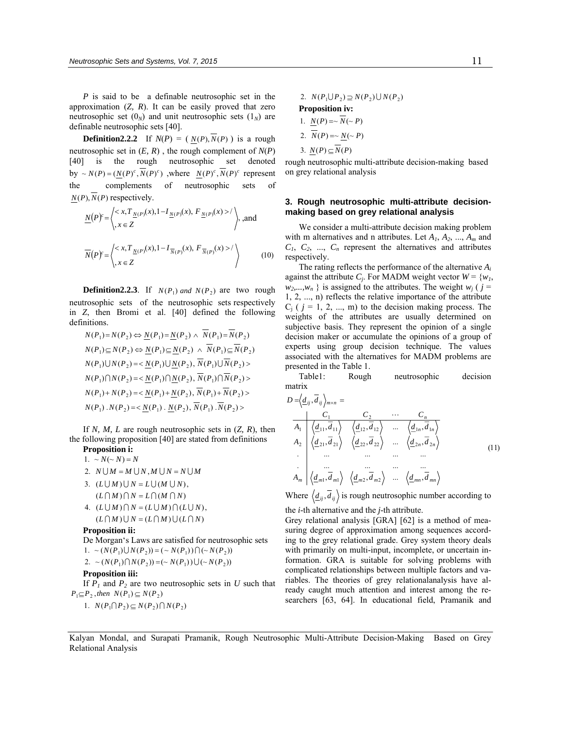$P$ is said to be a definable neutrosophic set in the approximation $(Z, R)$. It can be easily proved that zero neutrosophic set $(0_N)$ and unit neutrosophic sets $(1_N)$ are definable neutrosophic sets [40].

**Definition2.2.2** If $N(P) = (\underline{N}(P), \overline{N}(P))$ is a rough neutrosophic set in $(E, R)$, the rough complement of $N(P)$ [40] is the rough neutrosophic set denoted by $\sim N(P) = (\underline{N}(P)^c, \overline{N}(P)^c)$ ,where $\underline{N}(P)^c, \overline{N}(P)^c$ represent the complements of neutrosophic sets of $\underline{N}(P), \overline{N}(P)$ respectively.

$$\underline{N}(P)^c = \left\langle \begin{array}{l} < x, T_{\underline{N}(P)}(x), 1 - I_{\underline{N}(P)}(x),\ F_{\underline{N}(P)}(x) > / \\ , x \in Z \end{array} \right\rangle, \text{and}$$

$$\overline{N}(P)^c = \left\langle \begin{array}{l} < x, T_{\underline{N}(P)}(x), 1 - I_{\overline{N}(P)}(x),\ F_{\overline{N}(P)}(x) > / \\ , x \in Z \end{array} \right\rangle \tag{10}$$

**Definition2.2.3**. If $N(P_1)$ *and* $N(P_2)$ are two rough neutrosophic sets of the neutrosophic sets respectively in $Z$, then Bromi et al. [40] defined the following definitions.

$$N(P_1) = N(P_2) \Leftrightarrow \underline{N}(P_1) = \underline{N}(P_2) \wedge \overline{N}(P_1) = \overline{N}(P_2)$$

$$N(P_1) \subseteq N(P_2) \Leftrightarrow \underline{N}(P_1) \subseteq \underline{N}(P_2) \wedge \overline{N}(P_1) \subseteq \overline{N}(P_2)$$

$$N(P_1) \cup N(P_2) = < \underline{N}(P_1) \cup \underline{N}(P_2),\ \overline{N}(P_1) \cup \overline{N}(P_2) >$$

$$N(P_1) \cap N(P_2) = < \underline{N}(P_1) \cap \underline{N}(P_2),\ \overline{N}(P_1) \cap \overline{N}(P_2) >$$

$$N(P_1) + N(P_2) = < \underline{N}(P_1) + \underline{N}(P_2),\ \overline{N}(P_1) + \overline{N}(P_2) >$$

$$N(P_1)\,.\,N(P_2) = < \underline{N}(P_1)\,.\,\underline{N}(P_2),\ \overline{N}(P_1)\,.\,\overline{N}(P_2) >$$

If $N, M, L$ are rough neutrosophic sets in $(Z, R)$, then the following proposition [40] are stated from definitions

**Proposition i:**

1. $\sim N(\sim N) = N$
2. $N \cup M = M \cup N, M \cup N = N \cup M$
3. $(L \cup M) \cup N = L \cup (M \cup N)$, $(L \cap M) \cap N = L \cap (M \cap N)$
4. $(L \cup M) \cap N = (L \cup M) \cap (L \cup N)$, $(L \cap M) \cup N = (L \cap M) \cup (L \cap N)$

**Proposition ii:**

De Morgan's Laws are satisfied for neutrosophic sets

1. $\sim (N(P_1) \cup N(P_2)) = (\sim N(P_1)) \cap (\sim N(P_2))$
2. $\sim (N(P_1) \cap N(P_2)) = (\sim N(P_1)) \cup (\sim N(P_2))$

**Proposition iii:**

If $P_1$ and $P_2$ are two neutrosophic sets in $U$ such that $P_1 \subseteq P_2$, *then* $N(P_1) \subseteq N(P_2)$

1. $N(P_1 \cap P_2) \subseteq N(P_2) \cap N(P_2)$
2. $N(P_1 \cup P_2) \supseteq N(P_2) \cup N(P_2)$

**Proposition iv:**

1. $\underline{N}(P) = \sim \overline{N}(\sim P)$
2. $\overline{N}(P) = \sim \underline{N}(\sim P)$
3. $\underline{N}(P) \subseteq \overline{N}(P)$

rough neutrosophic multi-attribute decision-making based on grey relational analysis

## 3. Rough neutrosophic multi-attribute decision-making based on grey relational analysis

We consider a multi-attribute decision making problem with m alternatives and n attributes. Let $A_1, A_2, ..., A_m$ and $C_1, C_2, ..., C_n$ represent the alternatives and attributes respectively.

The rating reflects the performance of the alternative $A_i$ against the attribute $C_j$. For MADM weight vector $W = \{w_1, w_2,...,w_n\}$ is assigned to the attributes. The weight $w_j$ ( $j$ = 1, 2, ..., n) reflects the relative importance of the attribute $C_j$ ( $j$ = 1, 2, ..., m) to the decision making process. The weights of the attributes are usually determined on subjective basis. They represent the opinion of a single decision maker or accumulate the opinions of a group of experts using group decision technique. The values associated with the alternatives for MADM problems are presented in the Table 1.

Table1: Rough neutrosophic decision matrix

$$D = \left\langle \underline{d}_{ij}, \overline{d}_{ij} \right\rangle_{m \times n} = \begin{array}{c|cccc} & C_1 & C_2 & \cdots & C_n \\ \hline A_1 & \left\langle \underline{d}_{11}, \overline{d}_{11} \right\rangle & \left\langle \underline{d}_{12}, \overline{d}_{12} \right\rangle & ... & \left\langle \underline{d}_{1n}, \overline{d}_{1n} \right\rangle \\ A_2 & \left\langle \underline{d}_{21}, \overline{d}_{21} \right\rangle & \left\langle \underline{d}_{22}, \overline{d}_{22} \right\rangle & ... & \left\langle \underline{d}_{2n}, \overline{d}_{2n} \right\rangle \\ . & ... & ... & ... & ... \\ . & ... & ... & ... & ... \\ A_m & \left\langle \underline{d}_{m1}, \overline{d}_{m1} \right\rangle & \left\langle \underline{d}_{m2}, \overline{d}_{m2} \right\rangle & ... & \left\langle \underline{d}_{mn}, \overline{d}_{mn} \right\rangle \end{array} \tag{11}$$

Where $\left\langle \underline{d}_{ij}, \overline{d}_{ij} \right\rangle$ is rough neutrosophic number according to the $i$-th alternative and the $j$-th attribute.

Grey relational analysis [GRA] [62] is a method of measuring degree of approximation among sequences according to the grey relational grade. Grey system theory deals with primarily on multi-input, incomplete, or uncertain information. GRA is suitable for solving problems with complicated relationships between multiple factors and variables. The theories of grey relationalanalysis have already caught much attention and interest among the researchers [63, 64]. In educational field, Pramanik and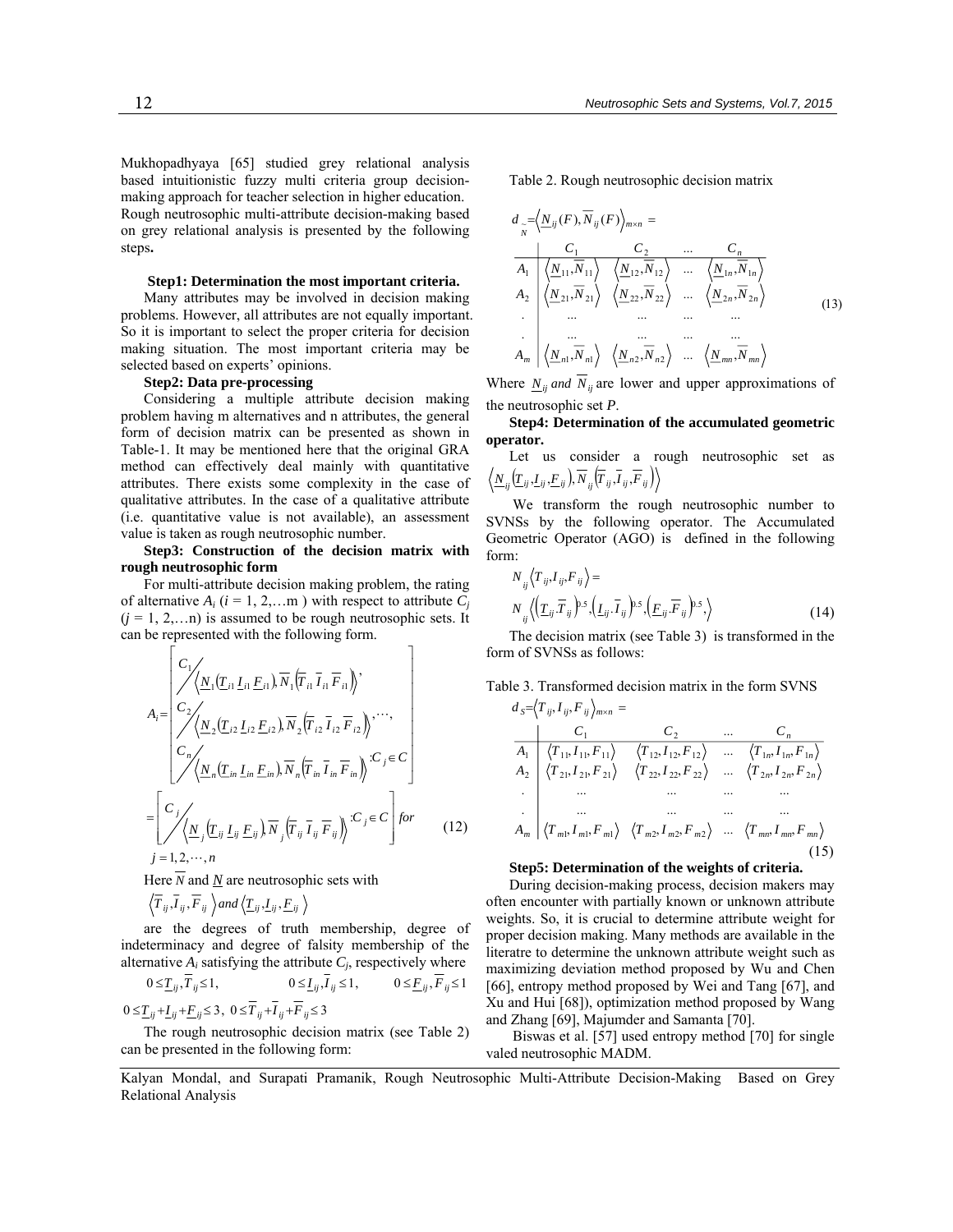Mukhopadhyaya [65] studied grey relational analysis based intuitionistic fuzzy multi criteria group decision-making approach for teacher selection in higher education.

Rough neutrosophic multi-attribute decision-making based on grey relational analysis is presented by the following steps.

**Step1: Determination the most important criteria.**

Many attributes may be involved in decision making problems. However, all attributes are not equally important. So it is important to select the proper criteria for decision making situation. The most important criteria may be selected based on experts' opinions.

**Step2: Data pre-processing**

Considering a multiple attribute decision making problem having m alternatives and n attributes, the general form of decision matrix can be presented as shown in Table-1. It may be mentioned here that the original GRA method can effectively deal mainly with quantitative attributes. There exists some complexity in the case of qualitative attributes. In the case of a qualitative attribute (i.e. quantitative value is not available), an assessment value is taken as rough neutrosophic number.

**Step3: Construction of the decision matrix with rough neutrosophic form**

For multi-attribute decision making problem, the rating of alternative $A_i$ ($i$ = 1, 2,…m ) with respect to attribute $C_j$ ($j$ = 1, 2,…n) is assumed to be rough neutrosophic sets. It can be represented with the following form.

$$A_i = \left[ \frac{C_1}{\left\langle \underline{N}_1(\underline{T}_{i1}\, \underline{I}_{i1}\, \underline{F}_{i1}), \overline{N}_1(\overline{T}_{i1}\, \overline{I}_{i1}\, \overline{F}_{i1}) \right\rangle}, \frac{C_2}{\left\langle \underline{N}_2(\underline{T}_{i2}\, \underline{I}_{i2}\, \underline{F}_{i2}), \overline{N}_2(\overline{T}_{i2}\, \overline{I}_{i2}\, \overline{F}_{i2}) \right\rangle}, \cdots, \frac{C_n}{\left\langle \underline{N}_n(\underline{T}_{in}\, \underline{I}_{in}\, \underline{F}_{in}), \overline{N}_n(\overline{T}_{in}\, \overline{I}_{in}\, \overline{F}_{in}) \right\rangle} : C_j \in C \right]$$

$$= \left[ \frac{C_j}{\left\langle \underline{N}_j(\underline{T}_{ij}\, \underline{I}_{ij}\, \underline{F}_{ij}), \overline{N}_j(\overline{T}_{ij}\, \overline{I}_{ij}\, \overline{F}_{ij}) \right\rangle} : C_j \in C \right] \text{ for } \quad (12)$$

$j = 1, 2, \cdots, n$

Here $\overline{N}$ and $\underline{N}$ are neutrosophic sets with

$\left\langle \overline{T}_{ij}, \overline{I}_{ij}, \overline{F}_{ij} \right\rangle$ and $\left\langle \underline{T}_{ij}, \underline{I}_{ij}, \underline{F}_{ij} \right\rangle$

are the degrees of truth membership, degree of indeterminacy and degree of falsity membership of the alternative $A_i$ satisfying the attribute $C_j$, respectively where

$0 \le \underline{T}_{ij}, \overline{T}_{ij} \le 1, \quad 0 \le \underline{I}_{ij}, \overline{I}_{ij} \le 1, \quad 0 \le \underline{F}_{ij}, \overline{F}_{ij} \le 1$

$0 \le \underline{T}_{ij} + \underline{I}_{ij} + \underline{F}_{ij} \le 3, \; 0 \le \overline{T}_{ij} + \overline{I}_{ij} + \overline{F}_{ij} \le 3$

The rough neutrosophic decision matrix (see Table 2) can be presented in the following form:

Table 2. Rough neutrosophic decision matrix

$$d_{\tilde{N}} = \left\langle \underline{N}_{ij}(F), \overline{N}_{ij}(F) \right\rangle_{m \times n} =$$

$$\begin{array}{c|cccc} & C_1 & C_2 & \ldots & C_n \\ \hline A_1 & \langle \underline{N}_{11}, \overline{N}_{11} \rangle & \langle \underline{N}_{12}, \overline{N}_{12} \rangle & \ldots & \langle \underline{N}_{1n}, \overline{N}_{1n} \rangle \\ A_2 & \langle \underline{N}_{21}, \overline{N}_{21} \rangle & \langle \underline{N}_{22}, \overline{N}_{22} \rangle & \ldots & \langle \underline{N}_{2n}, \overline{N}_{2n} \rangle \\ . & \ldots & \ldots & \ldots & \ldots \\ . & \ldots & \ldots & \ldots & \ldots \\ A_m & \langle \underline{N}_{m1}, \overline{N}_{m1} \rangle & \langle \underline{N}_{m2}, \overline{N}_{m2} \rangle & \ldots & \langle \underline{N}_{mn}, \overline{N}_{mn} \rangle \end{array} \quad (13)$$

Where $\underline{N}_{ij}$ *and* $\overline{N}_{ij}$ are lower and upper approximations of the neutrosophic set *P*.

**Step4: Determination of the accumulated geometric operator.**

Let us consider a rough neutrosophic set as $\left\langle \underline{N}_{ij}(\underline{T}_{ij}, \underline{I}_{ij}, \underline{F}_{ij}), \overline{N}_{ij}(\overline{T}_{ij}, \overline{I}_{ij}, \overline{F}_{ij}) \right\rangle$

We transform the rough neutrosophic number to SVNSs by the following operator. The Accumulated Geometric Operator (AGO) is defined in the following form:

$$N_{ij}\langle T_{ij}, I_{ij}, F_{ij} \rangle = N_{ij}\left\langle (\underline{T}_{ij}.\overline{T}_{ij})^{0.5}, (\underline{I}_{ij}.\overline{I}_{ij})^{0.5}, (\underline{F}_{ij}.\overline{F}_{ij})^{0.5}, \right\rangle \quad (14)$$

The decision matrix (see Table 3) is transformed in the form of SVNSs as follows:

Table 3. Transformed decision matrix in the form SVNS

$$d_S = \langle T_{ij}, I_{ij}, F_{ij} \rangle_{m \times n} =$$

$$\begin{array}{c|cccc} & C_1 & C_2 & \ldots & C_n \\ \hline A_1 & \langle T_{11}, I_{11}, F_{11} \rangle & \langle T_{12}, I_{12}, F_{12} \rangle & \ldots & \langle T_{1n}, I_{1n}, F_{1n} \rangle \\ A_2 & \langle T_{21}, I_{21}, F_{21} \rangle & \langle T_{22}, I_{22}, F_{22} \rangle & \ldots & \langle T_{2n}, I_{2n}, F_{2n} \rangle \\ . & \ldots & \ldots & \ldots & \ldots \\ . & \ldots & \ldots & \ldots & \ldots \\ A_m & \langle T_{m1}, I_{m1}, F_{m1} \rangle & \langle T_{m2}, I_{m2}, F_{m2} \rangle & \ldots & \langle T_{mn}, I_{mn}, F_{mn} \rangle \end{array} \quad (15)$$

**Step5: Determination of the weights of criteria.**

During decision-making process, decision makers may often encounter with partially known or unknown attribute weights. So, it is crucial to determine attribute weight for proper decision making. Many methods are available in the literatre to determine the unknown attribute weight such as maximizing deviation method proposed by Wu and Chen [66], entropy method proposed by Wei and Tang [67], and Xu and Hui [68]), optimization method proposed by Wang and Zhang [69], Majumder and Samanta [70].

Biswas et al. [57] used entropy method [70] for single valed neutrosophic MADM.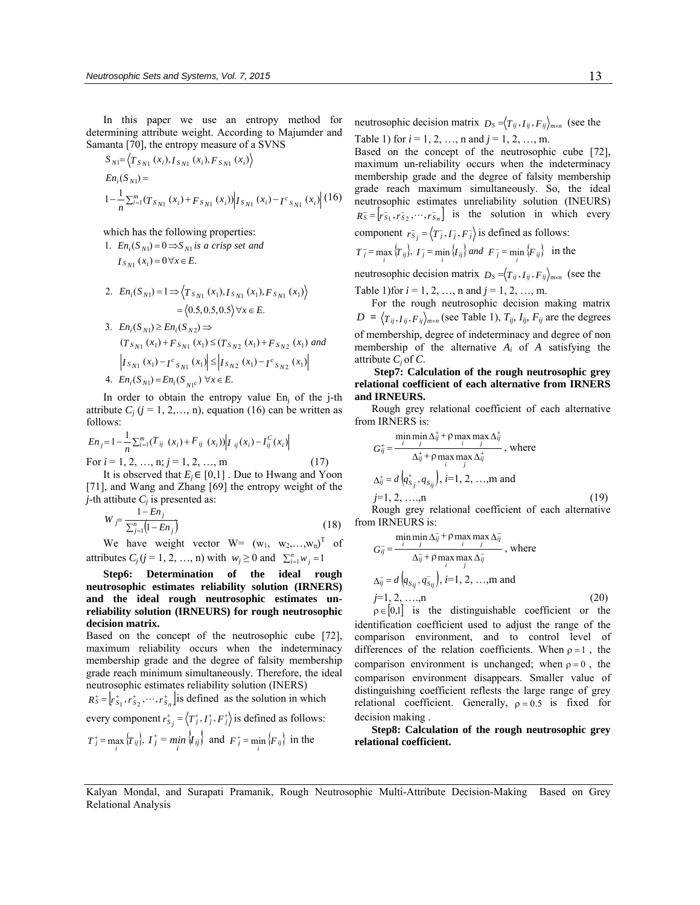In this paper we use an entropy method for determining attribute weight. According to Majumder and Samanta [70], the entropy measure of a SVNS

$$S_{N1}=\langle T_{S_{N1}}(x_i), I_{S_{N1}}(x_i), F_{S_{N1}}(x_i)\rangle$$

$$En_i(S_{N1})=$$

$$1-\frac{1}{n}\sum_{i=1}^{m}(T_{S_{N1}}(x_i)+F_{S_{N1}}(x_i))\left|I_{S_{N1}}(x_i)-I^c{}_{S_{N1}}(x_i)\right| \quad (16)$$

which has the following properties:

1. $En_i(S_{N1})=0 \Rightarrow S_{N1}$ *is a crisp set and* $I_{S_{N1}}(x_i)=0 \, \forall x\in E.$
2. $En_i(S_{N1})=1 \Rightarrow \langle T_{S_{N1}}(x_1), I_{S_{N1}}(x_1), F_{S_{N1}}(x_1)\rangle = \langle 0.5, 0.5, 0.5\rangle \, \forall x\in E.$
3. $En_i(S_{N1})\geq En_i(S_{N2}) \Rightarrow (T_{S_{N1}}(x_1)+F_{S_{N1}}(x_1)\leq (T_{S_{N2}}(x_1)+F_{S_{N2}}(x_1)$ *and* $\left|I_{S_{N1}}(x_1)-I^c{}_{S_{N1}}(x_1)\right|\leq\left|I_{S_{N2}}(x_1)-I^c{}_{S_{N2}}(x_1)\right|$
4. $En_i(S_{N1})=En_i(S_{N1^c}) \, \forall x\in E.$

In order to obtain the entropy value $En_j$ of the j-th attribute $C_j$ ($j$ = 1, 2,…, n), equation (16) can be written as follows:

$$En_j=1-\frac{1}{n}\sum_{i=1}^{m}(T_{ij}(x_i)+F_{ij}(x_i))\left|I_{ij}(x_i)-I_{ij}^C(x_i)\right|$$

For $i$ = 1, 2, …, n; $j$ = 1, 2, …, m (17)

It is observed that $E_j\in[0,1]$ . Due to Hwang and Yoon [71], and Wang and Zhang [69] the entropy weight of the $j$-th attibute $C_j$ is presented as:

$$W_j=\frac{1-En_j}{\sum_{j=1}^{n}(1-En_j)} \quad (18)$$

We have weight vector W= $(w_1, w_2,…,w_n)^T$ of attributes $C_j$ ($j$ = 1, 2, …, n) with $w_j\geq 0$ and $\sum_{i=1}^{n}w_j=1$

**Step6: Determination of the ideal rough neutrosophic estimates reliability solution (IRNERS) and the ideal rough neutrosophic estimates un-reliability solution (IRNEURS) for rough neutrosophic decision matrix.**

Based on the concept of the neutrosophic cube [72], maximum reliability occurs when the indeterminacy membership grade and the degree of falsity membership grade reach minimum simultaneously. Therefore, the ideal neutrosophic estimates reliability solution (INERS) $R_S^+=\left[r_{S_1}^+, r_{S_2}^+,\cdots,r_{S_n}^+\right]$ is defined as the solution in which every component $r_{S_j}^+=\langle T_j^+, I_j^+, F_j^+\rangle$ is defined as follows: $T_j^+=\max_i\{T_{ij}\}$, $I_j^+=\min_i\{I_{ij}\}$ and $F_j^+=\min_i\{F_{ij}\}$ in the neutrosophic decision matrix $D_S=\langle T_{ij}, I_{ij}, F_{ij}\rangle_{m\times n}$ (see the Table 1) for $i$ = 1, 2, …, n and $j$ = 1, 2, …, m.

Based on the concept of the neutrosophic cube [72], maximum un-reliability occurs when the indeterminacy membership grade and the degree of falsity membership grade reach maximum simultaneously. So, the ideal neutrosophic estimates unreliability solution (INEURS) $R_S^-=\left[r_{S_1}^-, r_{S_2}^-,\cdots,r_{S_n}^-\right]$ is the solution in which every component $r_{S_j}^-=\langle T_j^-, I_j^-, F_j^-\rangle$ is defined as follows: $T_j^-=\max_i\{T_{ij}\}$, $I_j^-=\min_i\{I_{ij}\}$ *and* $F_j^-=\min_i\{F_{ij}\}$ in the neutrosophic decision matrix $D_S=\langle T_{ij}, I_{ij}, F_{ij}\rangle_{m\times n}$ (see the Table 1)for $i$ = 1, 2, …, n and $j$ = 1, 2, …, m.

For the rough neutrosophic decision making matrix $D$ = $\langle T_{ij}, I_{ij}, F_{ij}\rangle_{m\times n}$ (see Table 1), $T_{ij}$, $I_{ij}$, $F_{ij}$ are the degrees of membership, degree of indeterminacy and degree of non membership of the alternative $A_i$ of $A$ satisfying the attribute $C_j$ of $C$.

**Step7: Calculation of the rough neutrosophic grey relational coefficient of each alternative from IRNERS and IRNEURS.**

Rough grey relational coefficient of each alternative from IRNERS is:

$$G_{ij}^+=\frac{\min_i\min_j\Delta_{ij}^+ + \rho\max_i\max_j\Delta_{ij}^+}{\Delta_{ij}^+ + \rho\max_i\max_j\Delta_{ij}^+}, \text{ where}$$

$\Delta_{ij}^+=d\left(q_{S_j}^+, q_{S_{ij}}\right)$, $i$=1, 2, …,m and $j$=1, 2, ….,n (19)

Rough grey relational coefficient of each alternative from IRNEURS is:

$$G_{ij}^-=\frac{\min_i\min_j\Delta_{ij}^- + \rho\max_i\max_j\Delta_{ij}^-}{\Delta_{ij}^- + \rho\max_i\max_j\Delta_{ij}^-}, \text{ where}$$

$\Delta_{ij}^-=d\left(q_{S_{ij}}, q_{S_{ij}}^-\right)$, $i$=1, 2, …,m and $j$=1, 2, ….,n (20)

$\rho\in[0,1]$ is the distinguishable coefficient or the identification coefficient used to adjust the range of the comparison environment, and to control level of differences of the relation coefficients. When $\rho=1$ , the comparison environment is unchanged; when $\rho=0$ , the comparison environment disappears. Smaller value of distinguishing coefficient reflests the large range of grey relational coefficient. Generally, $\rho=0.5$ is fixed for decision making .

**Step8: Calculation of the rough neutrosophic grey relational coefficient.**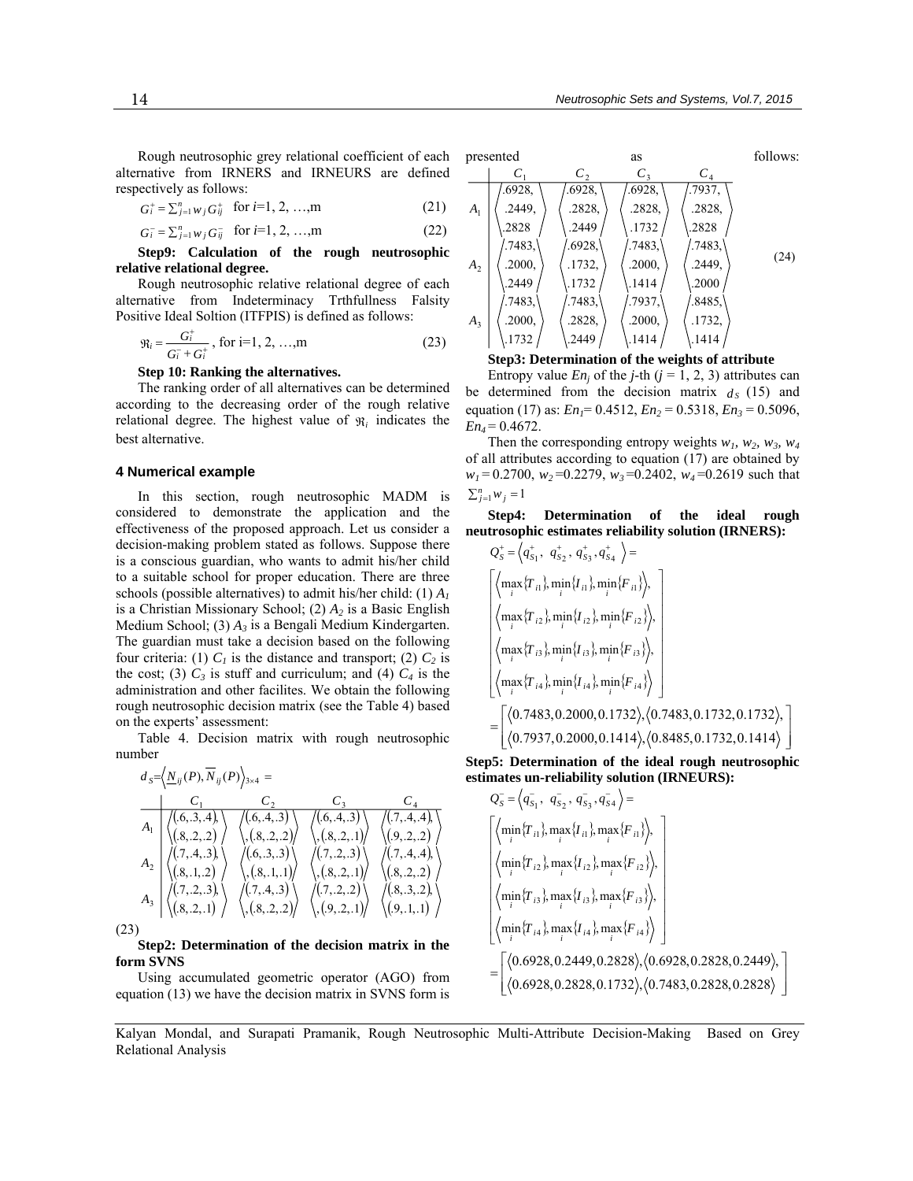Rough neutrosophic grey relational coefficient of each alternative from IRNERS and IRNEURS are defined respectively as follows:

$$G_i^+ = \sum_{j=1}^{n} w_j G_{ij}^+ \quad \text{for } i=1, 2, \ldots, m \tag{21}$$

$$G_i^- = \sum_{j=1}^{n} w_j G_{ij}^- \quad \text{for } i=1, 2, \ldots, m \tag{22}$$

**Step9: Calculation of the rough neutrosophic relative relational degree.**

Rough neutrosophic relative relational degree of each alternative from Indeterminacy Trthfullness Falsity Positive Ideal Soltion (ITFPIS) is defined as follows:

$$\Re_i = \frac{G_i^+}{G_i^- + G_i^+}, \text{ for i=1, 2, \ldots, m} \tag{23}$$

**Step 10: Ranking the alternatives.**

The ranking order of all alternatives can be determined according to the decreasing order of the rough relative relational degree. The highest value of $\Re_i$ indicates the best alternative.

## 4 Numerical example

In this section, rough neutrosophic MADM is considered to demonstrate the application and the effectiveness of the proposed approach. Let us consider a decision-making problem stated as follows. Suppose there is a conscious guardian, who wants to admit his/her child to a suitable school for proper education. There are three schools (possible alternatives) to admit his/her child: (1) $A_1$ is a Christian Missionary School; (2) $A_2$ is a Basic English Medium School; (3) $A_3$ is a Bengali Medium Kindergarten. The guardian must take a decision based on the following four criteria: (1) $C_1$ is the distance and transport; (2) $C_2$ is the cost; (3) $C_3$ is stuff and curriculum; and (4) $C_4$ is the administration and other facilites. We obtain the following rough neutrosophic decision matrix (see the Table 4) based on the experts' assessment:

Table 4. Decision matrix with rough neutrosophic number

$d_S = \langle \underline{N}_{ij}(P), \overline{N}_{ij}(P) \rangle_{3\times 4}$ =

| | $C_1$ | $C_2$ | $C_3$ | $C_4$ |
|---|---|---|---|---|
| $A_1$ | $\langle (.6,.3,.4), (.8,.2,.2) \rangle$ | $\langle (.6,.4,.3), (.8,.2,.2) \rangle$ | $\langle (.6,.4,.3), (.8,.2,.1) \rangle$ | $\langle (.7,.4,.4), (.9,.2,.2) \rangle$ |
| $A_2$ | $\langle (.7,.4,.3), (.8,.1,.2) \rangle$ | $\langle (.6,.3,.3), (.8,.1,.1) \rangle$ | $\langle (.7,.2,.3), (.8,.2,.1) \rangle$ | $\langle (.7,.4,.4), (.8,.2,.2) \rangle$ |
| $A_3$ | $\langle (.7,.2,.3), (.8,.2,.1) \rangle$ | $\langle (.7,.4,.3), (.8,.2,.2) \rangle$ | $\langle (.7,.2,.2), (.9,.2,.1) \rangle$ | $\langle (.8,.3,.2), (.9,.1,.1) \rangle$ |

(23)

**Step2: Determination of the decision matrix in the form SVNS**

Using accumulated geometric operator (AGO) from equation (13) we have the decision matrix in SVNS form is presented as follows:

| | $C_1$ | $C_2$ | $C_3$ | $C_4$ |
|---|---|---|---|---|
| $A_1$ | $\langle .6928, .2449, .2828 \rangle$ | $\langle .6928, .2828, .2449 \rangle$ | $\langle .6928, .2828, .1732 \rangle$ | $\langle .7937, .2828, .2828 \rangle$ |
| $A_2$ | $\langle .7483, .2000, .2449 \rangle$ | $\langle .6928, .1732, .1732 \rangle$ | $\langle .7483, .2000, .1414 \rangle$ | $\langle .7483, .2449, .2000 \rangle$ |
| $A_3$ | $\langle .7483, .2000, .1732 \rangle$ | $\langle .7483, .2828, .2449 \rangle$ | $\langle .7937, .2000, .1414 \rangle$ | $\langle .8485, .1732, .1414 \rangle$ |

(24)

**Step3: Determination of the weights of attribute**

Entropy value $En_j$ of the $j$-th ($j$ = 1, 2, 3) attributes can be determined from the decision matrix $d_S$ (15) and equation (17) as: $En_1$= 0.4512, $En_2$ = 0.5318, $En_3$ = 0.5096, $En_4$ = 0.4672.

Then the corresponding entropy weights $w_1$, $w_2$, $w_3$, $w_4$ of all attributes according to equation (17) are obtained by $w_1$ = 0.2700, $w_2$ =0.2279, $w_3$ =0.2402, $w_4$ =0.2619 such that $\sum_{j=1}^{n} w_j = 1$

**Step4: Determination of the ideal rough neutrosophic estimates reliability solution (IRNERS):**

$$Q_S^+ = \langle q_{S1}^+, q_{S2}^+, q_{S3}^+, q_{S4}^+ \rangle = \begin{bmatrix} \langle \max_i\{T_{i1}\}, \min_i\{I_{i1}\}, \min_i\{F_{i1}\} \rangle, \\ \langle \max_i\{T_{i2}\}, \min_i\{I_{i2}\}, \min_i\{F_{i2}\} \rangle, \\ \langle \max_i\{T_{i3}\}, \min_i\{I_{i3}\}, \min_i\{F_{i3}\} \rangle, \\ \langle \max_i\{T_{i4}\}, \min_i\{I_{i4}\}, \min_i\{F_{i4}\} \rangle \end{bmatrix}$$

$$= \begin{bmatrix} \langle 0.7483, 0.2000, 0.1732 \rangle, \langle 0.7483, 0.1732, 0.1732 \rangle, \\ \langle 0.7937, 0.2000, 0.1414 \rangle, \langle 0.8485, 0.1732, 0.1414 \rangle \end{bmatrix}$$

**Step5: Determination of the ideal rough neutrosophic estimates un-reliability solution (IRNEURS):**

$$Q_S^- = \langle q_{S1}^-, q_{S2}^-, q_{S3}^-, q_{S4}^- \rangle = \begin{bmatrix} \langle \min_i\{T_{i1}\}, \max_i\{I_{i1}\}, \max_i\{F_{i1}\} \rangle, \\ \langle \min_i\{T_{i2}\}, \max_i\{I_{i2}\}, \max_i\{F_{i2}\} \rangle, \\ \langle \min_i\{T_{i3}\}, \max_i\{I_{i3}\}, \max_i\{F_{i3}\} \rangle, \\ \langle \min_i\{T_{i4}\}, \max_i\{I_{i4}\}, \max_i\{F_{i4}\} \rangle \end{bmatrix}$$

$$= \begin{bmatrix} \langle 0.6928, 0.2449, 0.2828 \rangle, \langle 0.6928, 0.2828, 0.2449 \rangle, \\ \langle 0.6928, 0.2828, 0.1732 \rangle, \langle 0.7483, 0.2828, 0.2828 \rangle \end{bmatrix}$$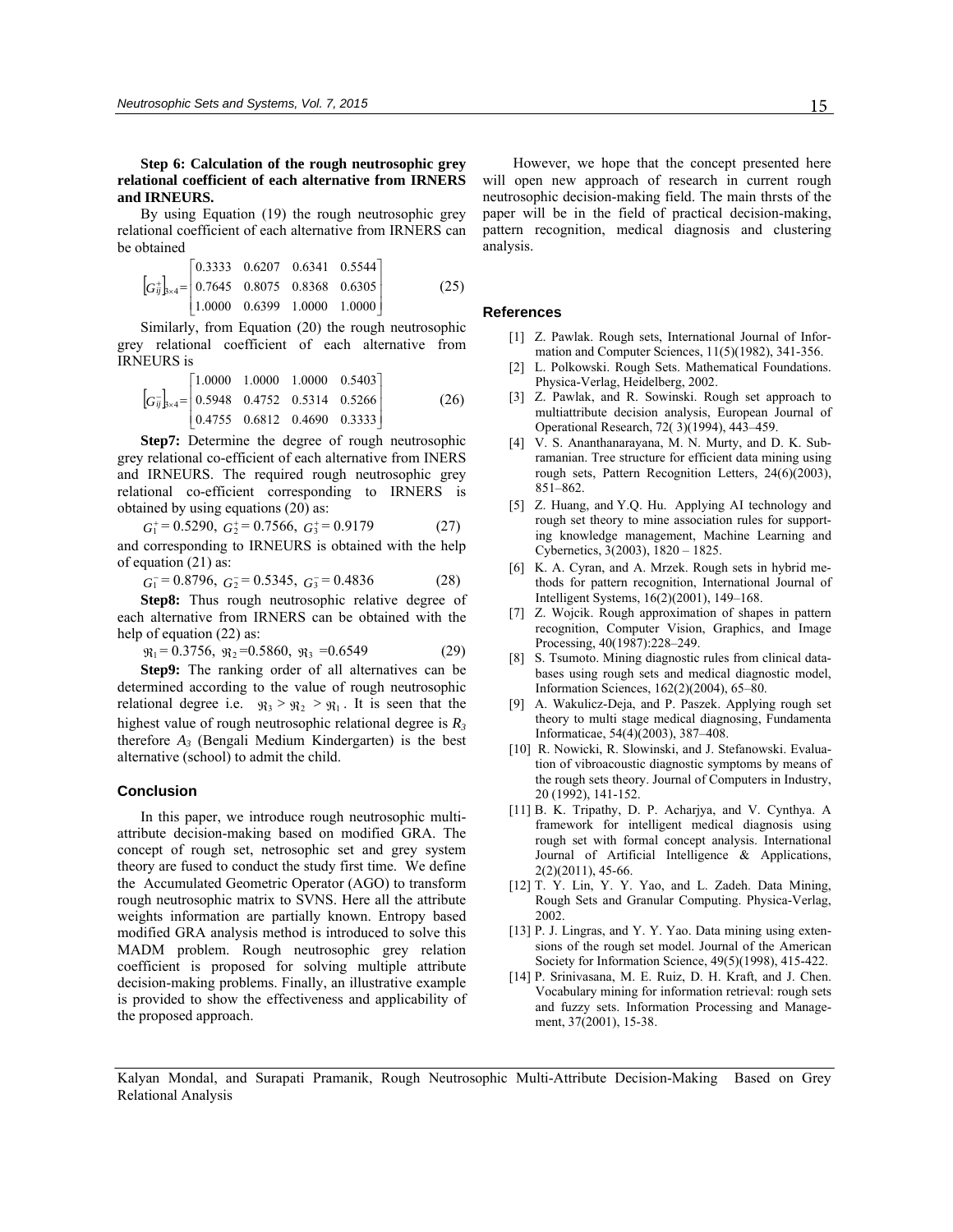**Step 6: Calculation of the rough neutrosophic grey relational coefficient of each alternative from IRNERS and IRNEURS.**

By using Equation (19) the rough neutrosophic grey relational coefficient of each alternative from IRNERS can be obtained

$$\left[G_{ij}^{+}\right]_{3\times 4}=\begin{bmatrix} 0.3333 & 0.6207 & 0.6341 & 0.5544 \\ 0.7645 & 0.8075 & 0.8368 & 0.6305 \\ 1.0000 & 0.6399 & 1.0000 & 1.0000 \end{bmatrix} \qquad (25)$$

Similarly, from Equation (20) the rough neutrosophic grey relational coefficient of each alternative from IRNEURS is

$$\left[G_{ij}^{-}\right]_{3\times 4}=\begin{bmatrix} 1.0000 & 1.0000 & 1.0000 & 0.5403 \\ 0.5948 & 0.4752 & 0.5314 & 0.5266 \\ 0.4755 & 0.6812 & 0.4690 & 0.3333 \end{bmatrix} \qquad (26)$$

**Step7:** Determine the degree of rough neutrosophic grey relational co-efficient of each alternative from INERS and IRNEURS. The required rough neutrosophic grey relational co-efficient corresponding to IRNERS is obtained by using equations (20) as:

$$G_1^{+} = 0.5290,\ G_2^{+} = 0.7566,\ G_3^{+} = 0.9179 \qquad (27)$$

and corresponding to IRNEURS is obtained with the help of equation (21) as:

$$G_1^{-} = 0.8796,\ G_2^{-} = 0.5345,\ G_3^{-} = 0.4836 \qquad (28)$$

**Step8:** Thus rough neutrosophic relative degree of each alternative from IRNERS can be obtained with the help of equation (22) as:

$$\Re_1 = 0.3756,\ \Re_2 = 0.5860,\ \Re_3 = 0.6549 \qquad (29)$$

**Step9:** The ranking order of all alternatives can be determined according to the value of rough neutrosophic relational degree i.e. $\Re_3 > \Re_2 > \Re_1$. It is seen that the highest value of rough neutrosophic relational degree is $R_3$ therefore $A_3$ (Bengali Medium Kindergarten) is the best alternative (school) to admit the child.

## Conclusion

In this paper, we introduce rough neutrosophic multi-attribute decision-making based on modified GRA. The concept of rough set, netrosophic set and grey system theory are fused to conduct the study first time. We define the Accumulated Geometric Operator (AGO) to transform rough neutrosophic matrix to SVNS. Here all the attribute weights information are partially known. Entropy based modified GRA analysis method is introduced to solve this MADM problem. Rough neutrosophic grey relation coefficient is proposed for solving multiple attribute decision-making problems. Finally, an illustrative example is provided to show the effectiveness and applicability of the proposed approach.

However, we hope that the concept presented here will open new approach of research in current rough neutrosophic decision-making field. The main thrsts of the paper will be in the field of practical decision-making, pattern recognition, medical diagnosis and clustering analysis.

## References

[1] Z. Pawlak. Rough sets, International Journal of Information and Computer Sciences, 11(5)(1982), 341-356.

[2] L. Polkowski. Rough Sets. Mathematical Foundations. Physica-Verlag, Heidelberg, 2002.

[3] Z. Pawlak, and R. Sowinski. Rough set approach to multiattribute decision analysis, European Journal of Operational Research, 72( 3)(1994), 443–459.

[4] V. S. Ananthanarayana, M. N. Murty, and D. K. Subramanian. Tree structure for efficient data mining using rough sets, Pattern Recognition Letters, 24(6)(2003), 851–862.

[5] Z. Huang, and Y.Q. Hu. Applying AI technology and rough set theory to mine association rules for supporting knowledge management, Machine Learning and Cybernetics, 3(2003), 1820 – 1825.

[6] K. A. Cyran, and A. Mrzek. Rough sets in hybrid methods for pattern recognition, International Journal of Intelligent Systems, 16(2)(2001), 149–168.

[7] Z. Wojcik. Rough approximation of shapes in pattern recognition, Computer Vision, Graphics, and Image Processing, 40(1987):228–249.

[8] S. Tsumoto. Mining diagnostic rules from clinical databases using rough sets and medical diagnostic model, Information Sciences, 162(2)(2004), 65–80.

[9] A. Wakulicz-Deja, and P. Paszek. Applying rough set theory to multi stage medical diagnosing, Fundamenta Informaticae, 54(4)(2003), 387–408.

[10] R. Nowicki, R. Slowinski, and J. Stefanowski. Evaluation of vibroacoustic diagnostic symptoms by means of the rough sets theory. Journal of Computers in Industry, 20 (1992), 141-152.

[11] B. K. Tripathy, D. P. Acharjya, and V. Cynthya. A framework for intelligent medical diagnosis using rough set with formal concept analysis. International Journal of Artificial Intelligence & Applications, 2(2)(2011), 45-66.

[12] T. Y. Lin, Y. Y. Yao, and L. Zadeh. Data Mining, Rough Sets and Granular Computing. Physica-Verlag, 2002.

[13] P. J. Lingras, and Y. Y. Yao. Data mining using extensions of the rough set model. Journal of the American Society for Information Science, 49(5)(1998), 415-422.

[14] P. Srinivasana, M. E. Ruiz, D. H. Kraft, and J. Chen. Vocabulary mining for information retrieval: rough sets and fuzzy sets. Information Processing and Management, 37(2001), 15-38.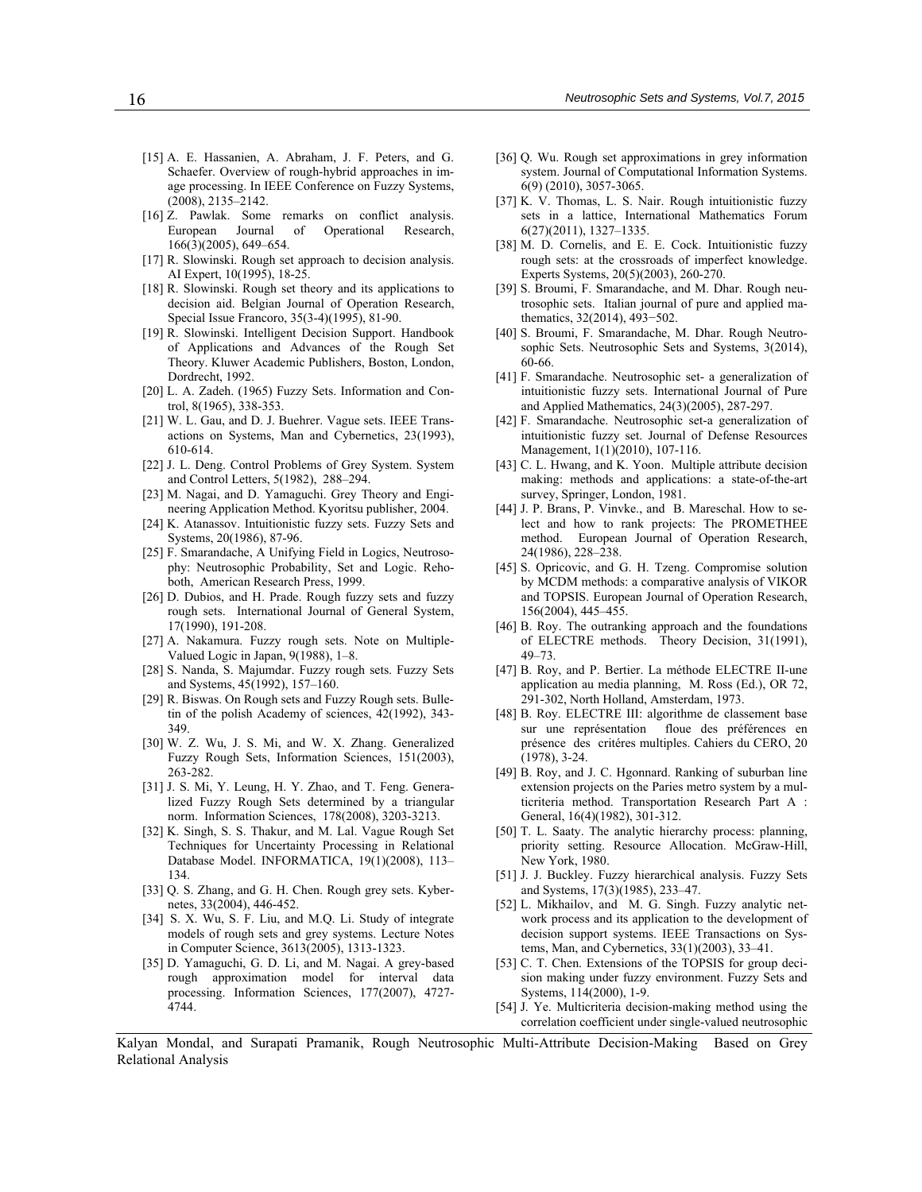[15] A. E. Hassanien, A. Abraham, J. F. Peters, and G. Schaefer. Overview of rough-hybrid approaches in image processing. In IEEE Conference on Fuzzy Systems, (2008), 2135–2142.

[16] Z. Pawlak. Some remarks on conflict analysis. European Journal of Operational Research, 166(3)(2005), 649–654.

[17] R. Slowinski. Rough set approach to decision analysis. AI Expert, 10(1995), 18-25.

[18] R. Slowinski. Rough set theory and its applications to decision aid. Belgian Journal of Operation Research, Special Issue Francoro, 35(3-4)(1995), 81-90.

[19] R. Slowinski. Intelligent Decision Support. Handbook of Applications and Advances of the Rough Set Theory. Kluwer Academic Publishers, Boston, London, Dordrecht, 1992.

[20] L. A. Zadeh. (1965) Fuzzy Sets. Information and Control, 8(1965), 338-353.

[21] W. L. Gau, and D. J. Buehrer. Vague sets. IEEE Transactions on Systems, Man and Cybernetics, 23(1993), 610-614.

[22] J. L. Deng. Control Problems of Grey System. System and Control Letters, 5(1982), 288–294.

[23] M. Nagai, and D. Yamaguchi. Grey Theory and Engineering Application Method. Kyoritsu publisher, 2004.

[24] K. Atanassov. Intuitionistic fuzzy sets. Fuzzy Sets and Systems, 20(1986), 87-96.

[25] F. Smarandache, A Unifying Field in Logics, Neutrosophy: Neutrosophic Probability, Set and Logic. Rehoboth, American Research Press, 1999.

[26] D. Dubios, and H. Prade. Rough fuzzy sets and fuzzy rough sets. International Journal of General System, 17(1990), 191-208.

[27] A. Nakamura. Fuzzy rough sets. Note on Multiple-Valued Logic in Japan, 9(1988), 1–8.

[28] S. Nanda, S. Majumdar. Fuzzy rough sets. Fuzzy Sets and Systems, 45(1992), 157–160.

[29] R. Biswas. On Rough sets and Fuzzy Rough sets. Bulletin of the polish Academy of sciences, 42(1992), 343-349.

[30] W. Z. Wu, J. S. Mi, and W. X. Zhang. Generalized Fuzzy Rough Sets, Information Sciences, 151(2003), 263-282.

[31] J. S. Mi, Y. Leung, H. Y. Zhao, and T. Feng. Generalized Fuzzy Rough Sets determined by a triangular norm. Information Sciences, 178(2008), 3203-3213.

[32] K. Singh, S. S. Thakur, and M. Lal. Vague Rough Set Techniques for Uncertainty Processing in Relational Database Model. INFORMATICA, 19(1)(2008), 113–134.

[33] Q. S. Zhang, and G. H. Chen. Rough grey sets. Kybernetes, 33(2004), 446-452.

[34] S. X. Wu, S. F. Liu, and M.Q. Li. Study of integrate models of rough sets and grey systems. Lecture Notes in Computer Science, 3613(2005), 1313-1323.

[35] D. Yamaguchi, G. D. Li, and M. Nagai. A grey-based rough approximation model for interval data processing. Information Sciences, 177(2007), 4727-4744.

[36] Q. Wu. Rough set approximations in grey information system. Journal of Computational Information Systems. 6(9) (2010), 3057-3065.

[37] K. V. Thomas, L. S. Nair. Rough intuitionistic fuzzy sets in a lattice, International Mathematics Forum 6(27)(2011), 1327–1335.

[38] M. D. Cornelis, and E. E. Cock. Intuitionistic fuzzy rough sets: at the crossroads of imperfect knowledge. Experts Systems, 20(5)(2003), 260-270.

[39] S. Broumi, F. Smarandache, and M. Dhar. Rough neutrosophic sets. Italian journal of pure and applied mathematics, 32(2014), 493−502.

[40] S. Broumi, F. Smarandache, M. Dhar. Rough Neutrosophic Sets. Neutrosophic Sets and Systems, 3(2014), 60-66.

[41] F. Smarandache. Neutrosophic set- a generalization of intuitionistic fuzzy sets. International Journal of Pure and Applied Mathematics, 24(3)(2005), 287-297.

[42] F. Smarandache. Neutrosophic set-a generalization of intuitionistic fuzzy set. Journal of Defense Resources Management, 1(1)(2010), 107-116.

[43] C. L. Hwang, and K. Yoon. Multiple attribute decision making: methods and applications: a state-of-the-art survey, Springer, London, 1981.

[44] J. P. Brans, P. Vinvke., and B. Mareschal. How to select and how to rank projects: The PROMETHEE method. European Journal of Operation Research, 24(1986), 228–238.

[45] S. Opricovic, and G. H. Tzeng. Compromise solution by MCDM methods: a comparative analysis of VIKOR and TOPSIS. European Journal of Operation Research, 156(2004), 445–455.

[46] B. Roy. The outranking approach and the foundations of ELECTRE methods. Theory Decision, 31(1991), 49–73.

[47] B. Roy, and P. Bertier. La méthode ELECTRE II-une application au media planning, M. Ross (Ed.), OR 72, 291-302, North Holland, Amsterdam, 1973.

[48] B. Roy. ELECTRE III: algorithme de classement base sur une représentation floue des préférences en présence des critéres multiples. Cahiers du CERO, 20 (1978), 3-24.

[49] B. Roy, and J. C. Hgonnard. Ranking of suburban line extension projects on the Paries metro system by a multicriteria method. Transportation Research Part A : General, 16(4)(1982), 301-312.

[50] T. L. Saaty. The analytic hierarchy process: planning, priority setting. Resource Allocation. McGraw-Hill, New York, 1980.

[51] J. J. Buckley. Fuzzy hierarchical analysis. Fuzzy Sets and Systems, 17(3)(1985), 233–47.

[52] L. Mikhailov, and M. G. Singh. Fuzzy analytic network process and its application to the development of decision support systems. IEEE Transactions on Systems, Man, and Cybernetics, 33(1)(2003), 33–41.

[53] C. T. Chen. Extensions of the TOPSIS for group decision making under fuzzy environment. Fuzzy Sets and Systems, 114(2000), 1-9.

[54] J. Ye. Multicriteria decision-making method using the correlation coefficient under single-valued neutrosophic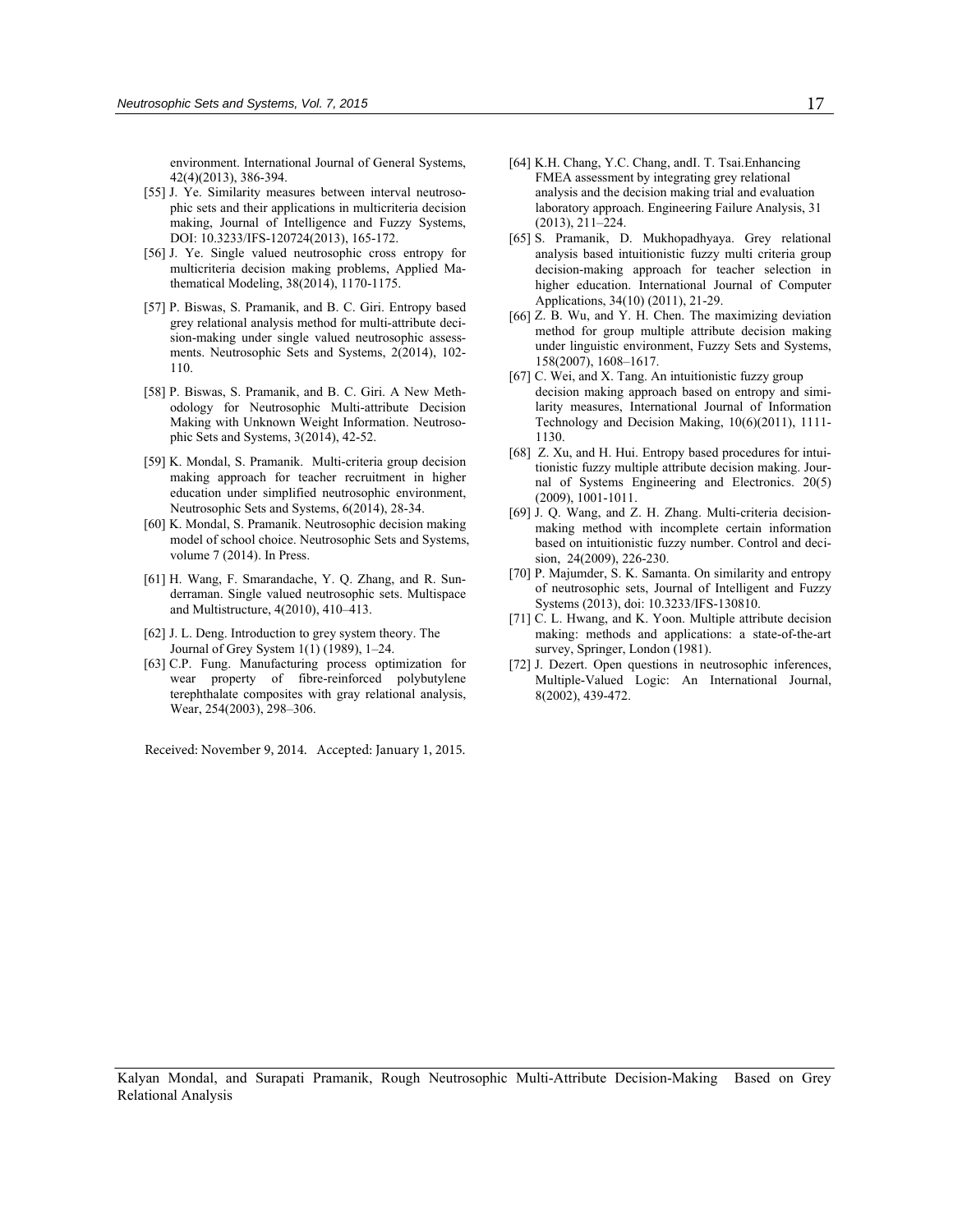environment. International Journal of General Systems, 42(4)(2013), 386-394.

[55] J. Ye. Similarity measures between interval neutrosophic sets and their applications in multicriteria decision making, Journal of Intelligence and Fuzzy Systems, DOI: 10.3233/IFS-120724(2013), 165-172.

[56] J. Ye. Single valued neutrosophic cross entropy for multicriteria decision making problems, Applied Mathematical Modeling, 38(2014), 1170-1175.

[57] P. Biswas, S. Pramanik, and B. C. Giri. Entropy based grey relational analysis method for multi-attribute decision-making under single valued neutrosophic assessments. Neutrosophic Sets and Systems, 2(2014), 102-110.

[58] P. Biswas, S. Pramanik, and B. C. Giri. A New Methodology for Neutrosophic Multi-attribute Decision Making with Unknown Weight Information. Neutrosophic Sets and Systems, 3(2014), 42-52.

[59] K. Mondal, S. Pramanik. Multi-criteria group decision making approach for teacher recruitment in higher education under simplified neutrosophic environment, Neutrosophic Sets and Systems, 6(2014), 28-34.

[60] K. Mondal, S. Pramanik. Neutrosophic decision making model of school choice. Neutrosophic Sets and Systems, volume 7 (2014). In Press.

[61] H. Wang, F. Smarandache, Y. Q. Zhang, and R. Sunderraman. Single valued neutrosophic sets. Multispace and Multistructure, 4(2010), 410–413.

[62] J. L. Deng. Introduction to grey system theory. The Journal of Grey System 1(1) (1989), 1–24.

[63] C.P. Fung. Manufacturing process optimization for wear property of fibre-reinforced polybutylene terephthalate composites with gray relational analysis, Wear, 254(2003), 298–306.

[64] K.H. Chang, Y.C. Chang, andI. T. Tsai.Enhancing FMEA assessment by integrating grey relational analysis and the decision making trial and evaluation laboratory approach. Engineering Failure Analysis, 31 (2013), 211–224.

[65] S. Pramanik, D. Mukhopadhyaya. Grey relational analysis based intuitionistic fuzzy multi criteria group decision-making approach for teacher selection in higher education. International Journal of Computer Applications, 34(10) (2011), 21-29.

[66] Z. B. Wu, and Y. H. Chen. The maximizing deviation method for group multiple attribute decision making under linguistic environment, Fuzzy Sets and Systems, 158(2007), 1608–1617.

[67] C. Wei, and X. Tang. An intuitionistic fuzzy group decision making approach based on entropy and similarity measures, International Journal of Information Technology and Decision Making, 10(6)(2011), 1111-1130.

[68] Z. Xu, and H. Hui. Entropy based procedures for intuitionistic fuzzy multiple attribute decision making. Journal of Systems Engineering and Electronics. 20(5) (2009), 1001-1011.

[69] J. Q. Wang, and Z. H. Zhang. Multi-criteria decision-making method with incomplete certain information based on intuitionistic fuzzy number. Control and decision, 24(2009), 226-230.

[70] P. Majumder, S. K. Samanta. On similarity and entropy of neutrosophic sets, Journal of Intelligent and Fuzzy Systems (2013), doi: 10.3233/IFS-130810.

[71] C. L. Hwang, and K. Yoon. Multiple attribute decision making: methods and applications: a state-of-the-art survey, Springer, London (1981).

[72] J. Dezert. Open questions in neutrosophic inferences, Multiple-Valued Logic: An International Journal, 8(2002), 439-472.

Received: November 9, 2014. Accepted: January 1, 2015.